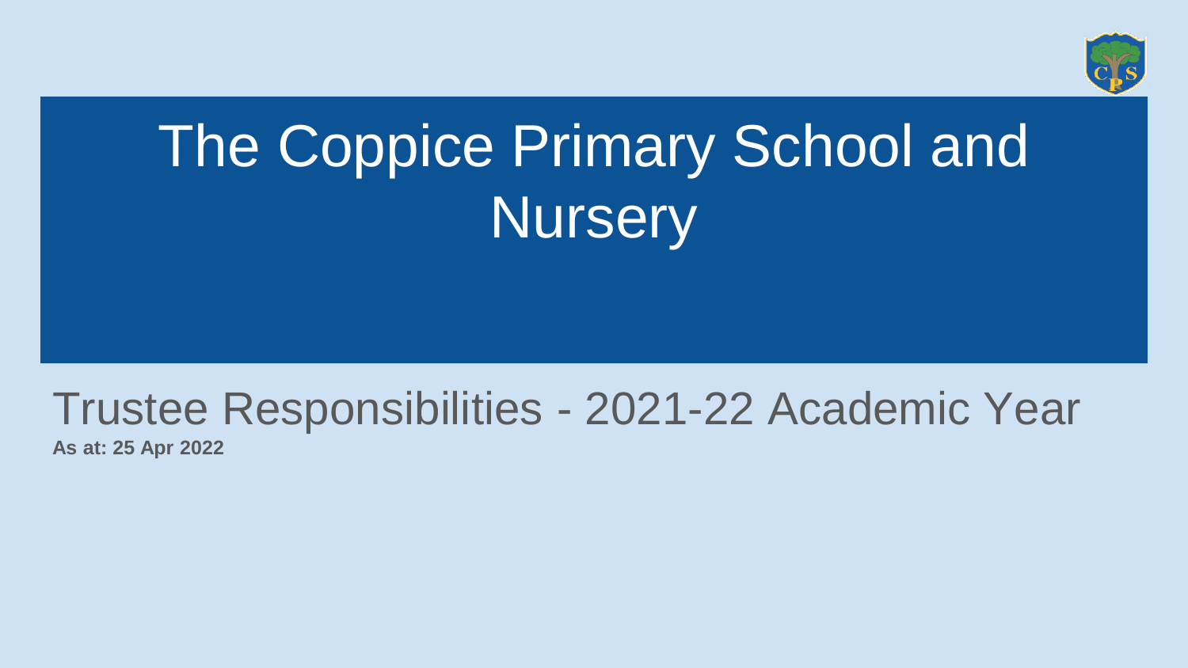# The Coppice Primary School and Nursery

## Trustee Responsibilities - 2021-22 Academic Year

**As at: 25 Apr 2022**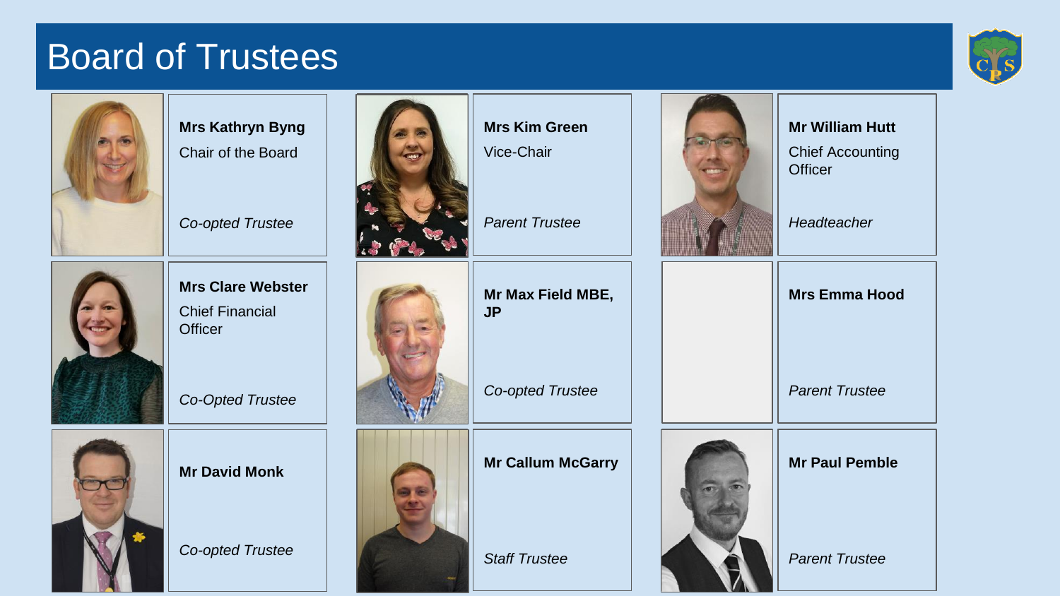# Board of Trustees

**Mrs Kathryn Byng**
Chair of the Board
*Co-opted Trustee*

**Mrs Kim Green**
Vice-Chair
*Parent Trustee*

**Mr William Hutt**
Chief Accounting Officer
*Headteacher*

**Mrs Clare Webster**
Chief Financial Officer
*Co-Opted Trustee*

**Mr Max Field MBE, JP**
*Co-opted Trustee*

**Mrs Emma Hood**
*Parent Trustee*

**Mr David Monk**
*Co-opted Trustee*

**Mr Callum McGarry**
*Staff Trustee*

**Mr Paul Pemble**
*Parent Trustee*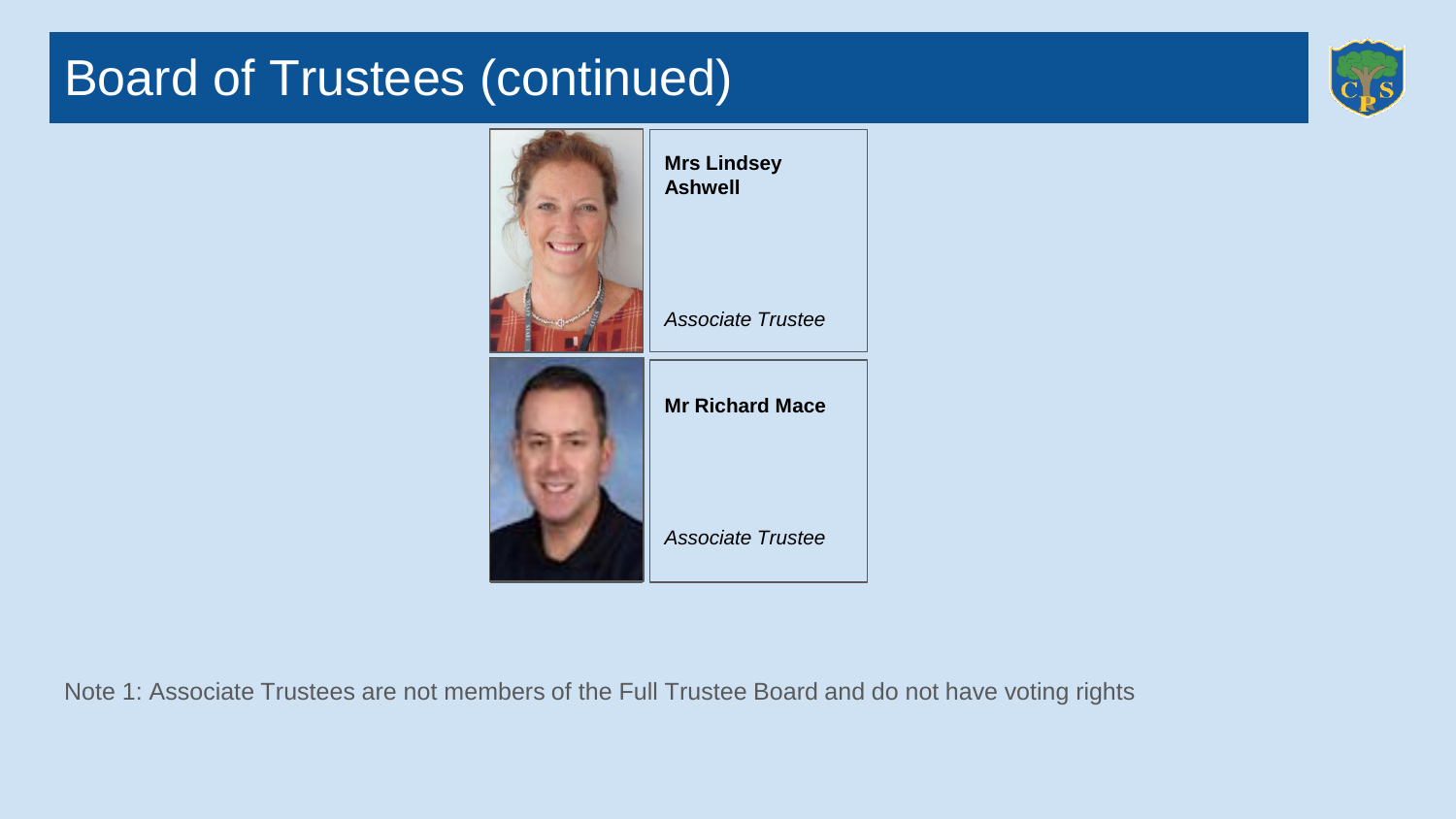# Board of Trustees (continued)

**Mrs Lindsey Ashwell**

*Associate Trustee*

**Mr Richard Mace**

*Associate Trustee*

Note 1: Associate Trustees are not members of the Full Trustee Board and do not have voting rights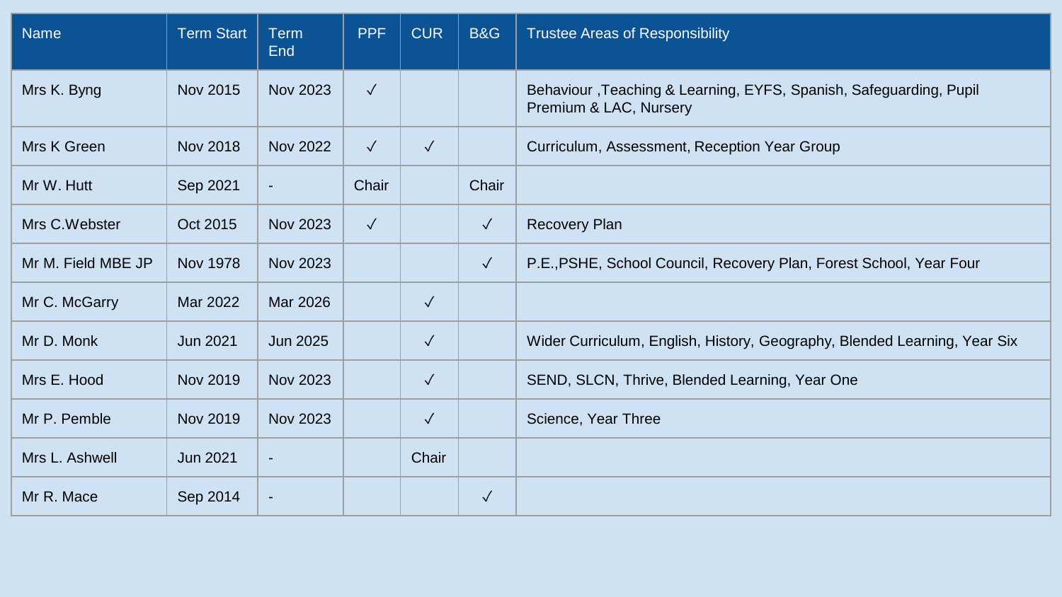| Name | Term Start | Term End | PPF | CUR | B&G | Trustee Areas of Responsibility |
|---|---|---|---|---|---|---|
| Mrs K. Byng | Nov 2015 | Nov 2023 | ✓ | | | Behaviour ,Teaching & Learning, EYFS, Spanish, Safeguarding, Pupil Premium & LAC, Nursery |
| Mrs K Green | Nov 2018 | Nov 2022 | ✓ | ✓ | | Curriculum, Assessment, Reception Year Group |
| Mr W. Hutt | Sep 2021 | - | Chair | | Chair | |
| Mrs C.Webster | Oct 2015 | Nov 2023 | ✓ | | ✓ | Recovery Plan |
| Mr M. Field MBE JP | Nov 1978 | Nov 2023 | | | ✓ | P.E.,PSHE, School Council, Recovery Plan, Forest School, Year Four |
| Mr C. McGarry | Mar 2022 | Mar 2026 | | ✓ | | |
| Mr D. Monk | Jun 2021 | Jun 2025 | | ✓ | | Wider Curriculum, English, History, Geography, Blended Learning, Year Six |
| Mrs E. Hood | Nov 2019 | Nov 2023 | | ✓ | | SEND, SLCN, Thrive, Blended Learning, Year One |
| Mr P. Pemble | Nov 2019 | Nov 2023 | | ✓ | | Science, Year Three |
| Mrs L. Ashwell | Jun 2021 | - | | Chair | | |
| Mr R. Mace | Sep 2014 | - | | | ✓ | |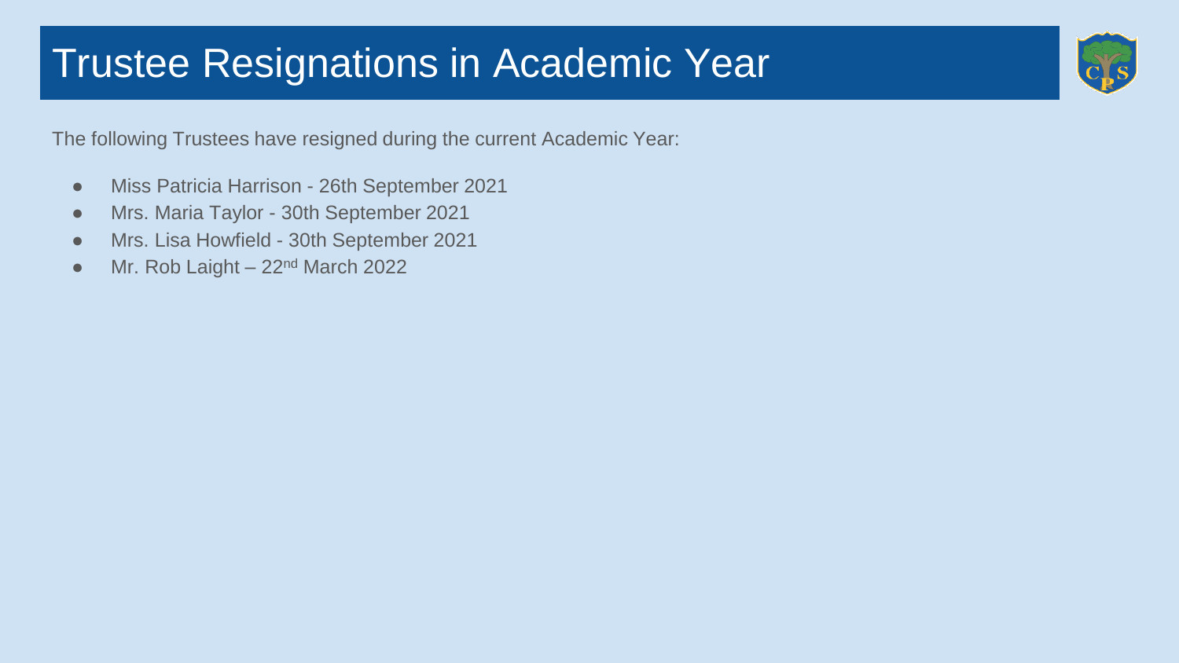# Trustee Resignations in Academic Year

The following Trustees have resigned during the current Academic Year:

- Miss Patricia Harrison - 26th September 2021
- Mrs. Maria Taylor - 30th September 2021
- Mrs. Lisa Howfield - 30th September 2021
- Mr. Rob Laight – 22nd March 2022